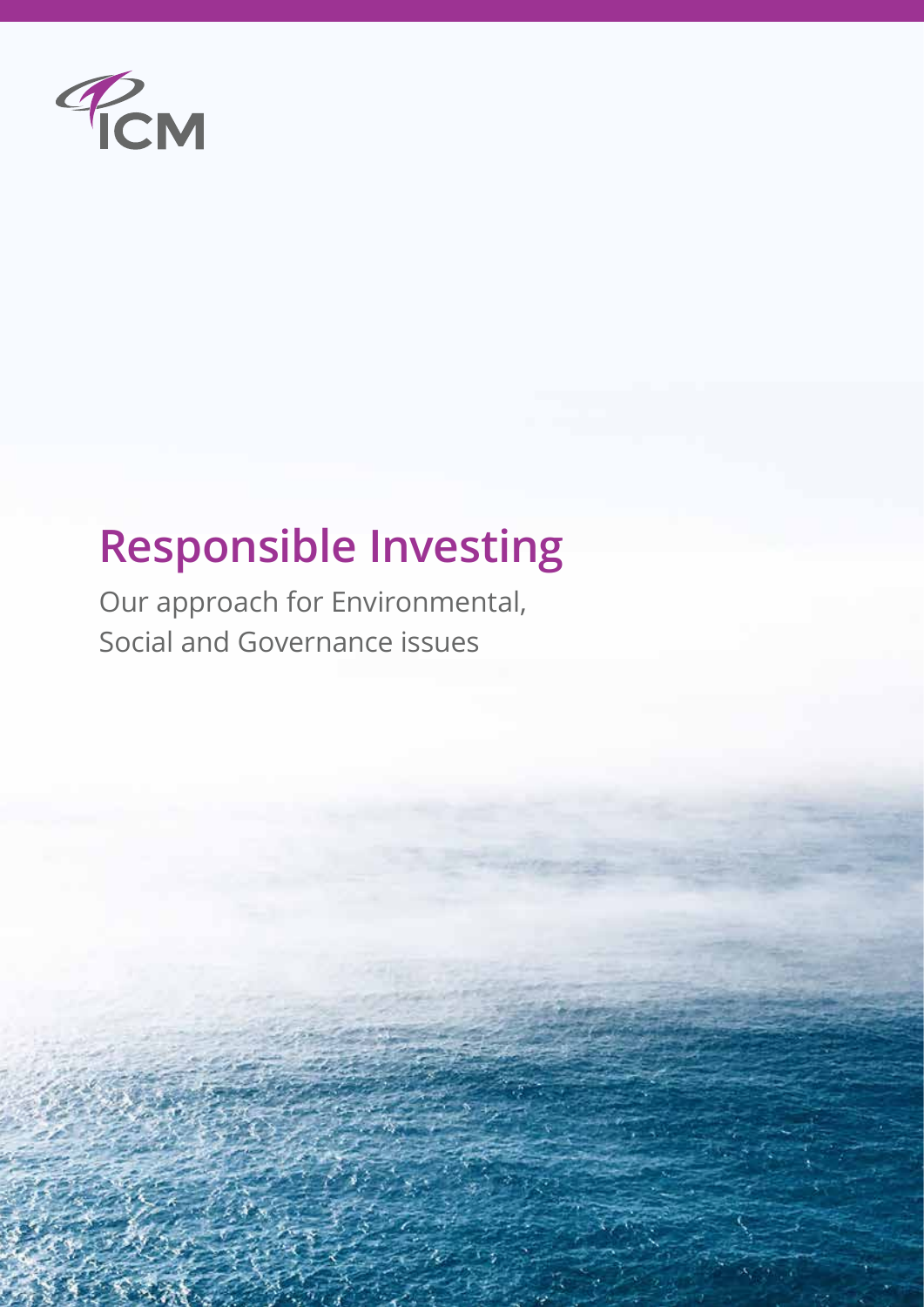ICM

# Responsible Investing

Our approach for Environmental, Social and Governance issues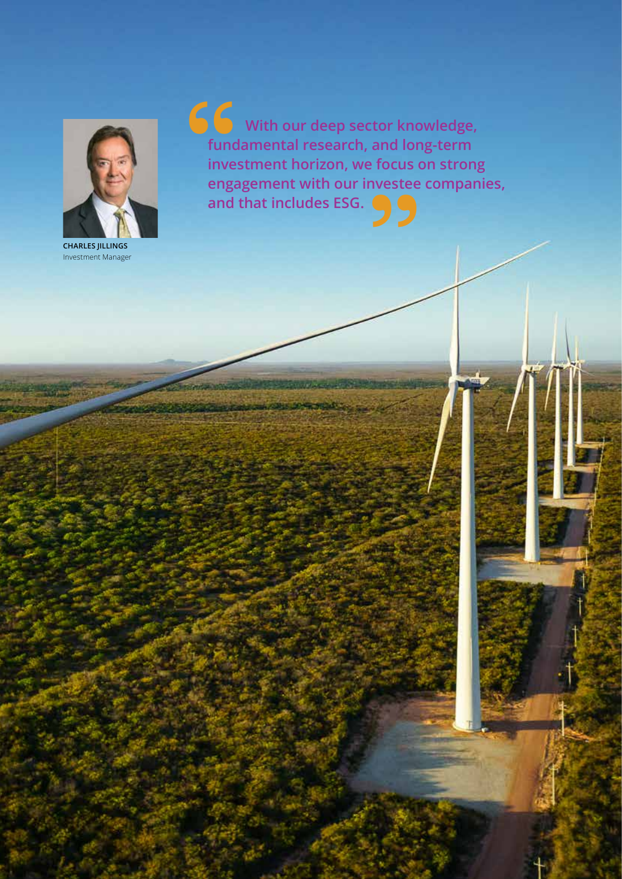> With our deep sector knowledge, fundamental research, and long-term investment horizon, we focus on strong engagement with our investee companies, and that includes ESG.

**CHARLES JILLINGS**
Investment Manager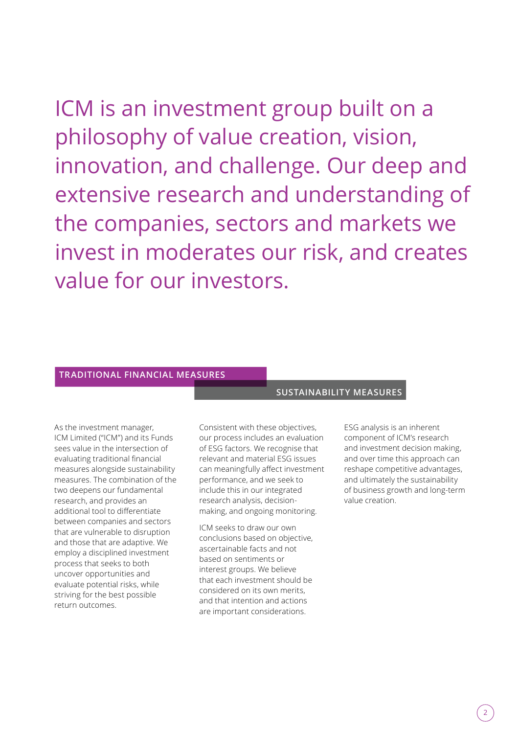# ICM is an investment group built on a philosophy of value creation, vision, innovation, and challenge. Our deep and extensive research and understanding of the companies, sectors and markets we invest in moderates our risk, and creates value for our investors.

**TRADITIONAL FINANCIAL MEASURES**

**SUSTAINABILITY MEASURES**

As the investment manager, ICM Limited ("ICM") and its Funds sees value in the intersection of evaluating traditional financial measures alongside sustainability measures. The combination of the two deepens our fundamental research, and provides an additional tool to differentiate between companies and sectors that are vulnerable to disruption and those that are adaptive. We employ a disciplined investment process that seeks to both uncover opportunities and evaluate potential risks, while striving for the best possible return outcomes.

Consistent with these objectives, our process includes an evaluation of ESG factors. We recognise that relevant and material ESG issues can meaningfully affect investment performance, and we seek to include this in our integrated research analysis, decision-making, and ongoing monitoring.

ICM seeks to draw our own conclusions based on objective, ascertainable facts and not based on sentiments or interest groups. We believe that each investment should be considered on its own merits, and that intention and actions are important considerations.

ESG analysis is an inherent component of ICM's research and investment decision making, and over time this approach can reshape competitive advantages, and ultimately the sustainability of business growth and long-term value creation.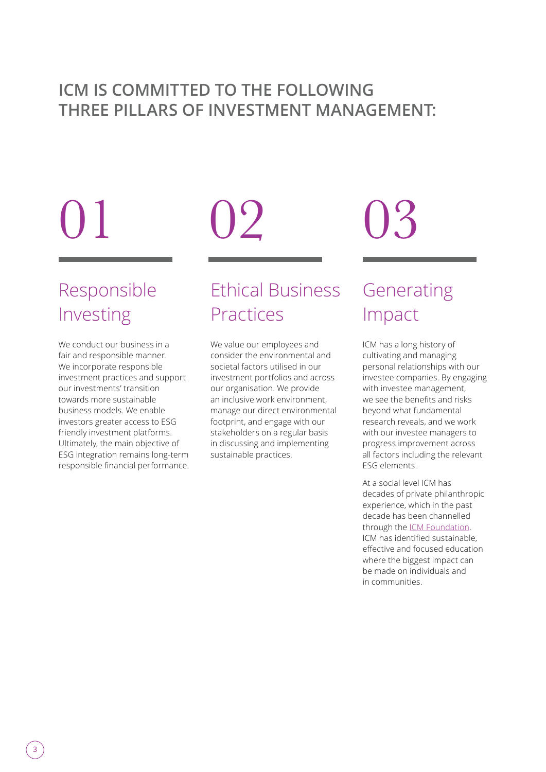## ICM IS COMMITTED TO THE FOLLOWING THREE PILLARS OF INVESTMENT MANAGEMENT:

### 01

### Responsible Investing

We conduct our business in a fair and responsible manner. We incorporate responsible investment practices and support our investments' transition towards more sustainable business models. We enable investors greater access to ESG friendly investment platforms. Ultimately, the main objective of ESG integration remains long-term responsible financial performance.

### 02

### Ethical Business Practices

We value our employees and consider the environmental and societal factors utilised in our investment portfolios and across our organisation. We provide an inclusive work environment, manage our direct environmental footprint, and engage with our stakeholders on a regular basis in discussing and implementing sustainable practices.

### 03

### Generating Impact

ICM has a long history of cultivating and managing personal relationships with our investee companies. By engaging with investee management, we see the benefits and risks beyond what fundamental research reveals, and we work with our investee managers to progress improvement across all factors including the relevant ESG elements.

At a social level ICM has decades of private philanthropic experience, which in the past decade has been channelled through the ICM Foundation. ICM has identified sustainable, effective and focused education where the biggest impact can be made on individuals and in communities.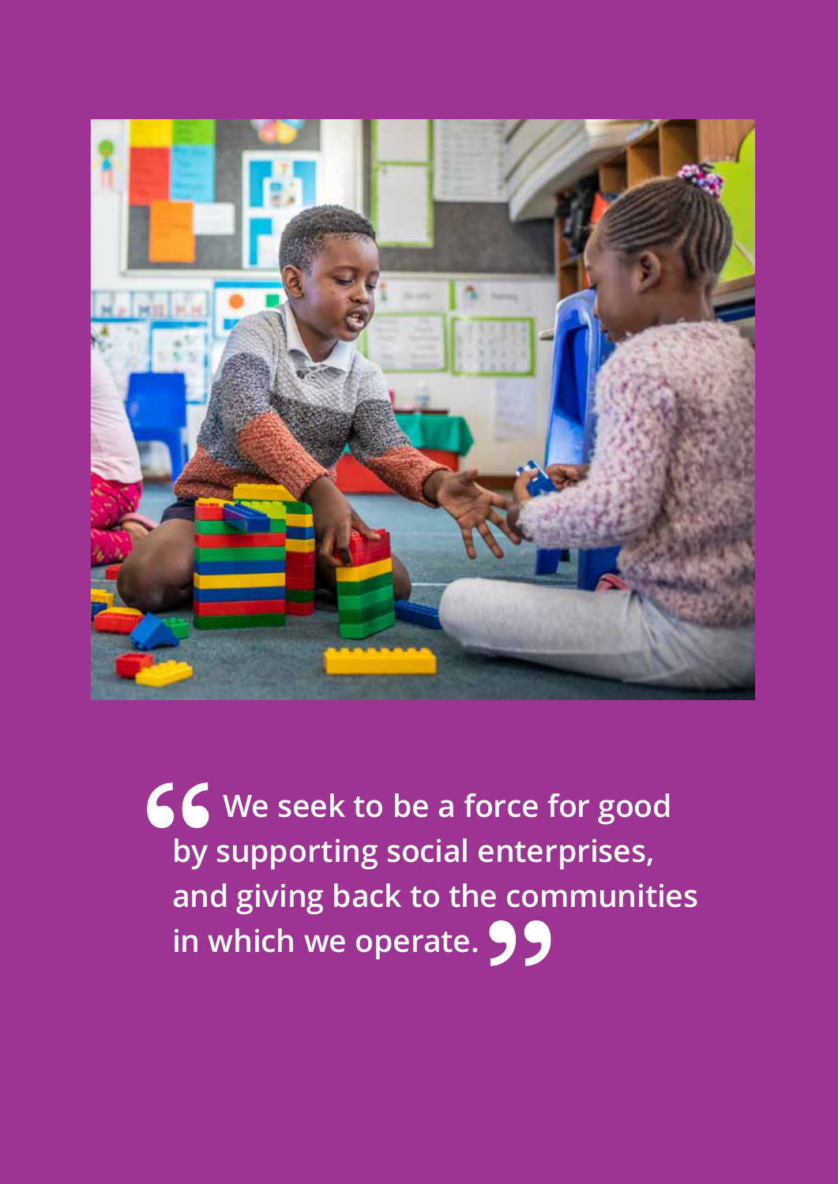> **We seek to be a force for good by supporting social enterprises, and giving back to the communities in which we operate.**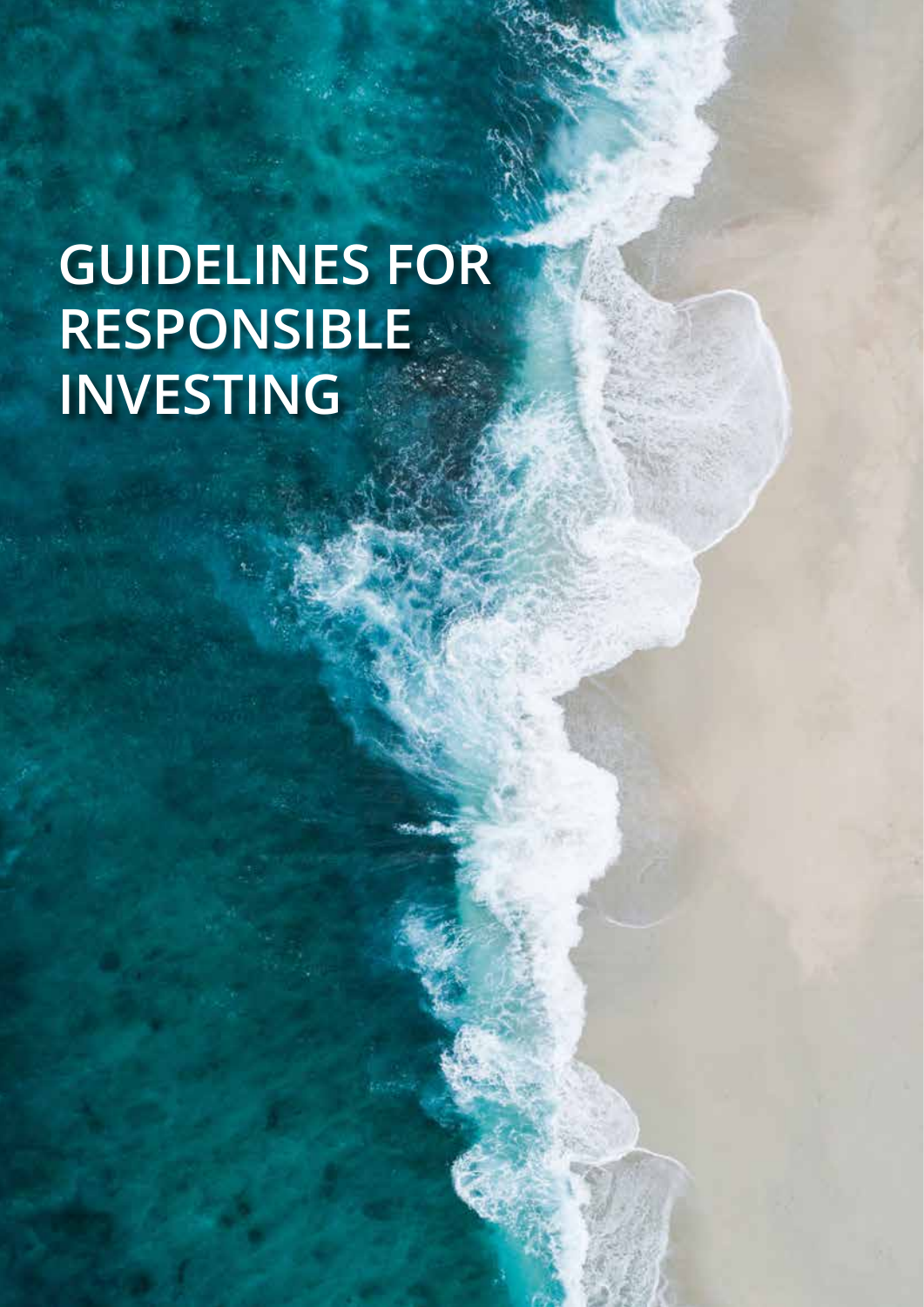# GUIDELINES FOR RESPONSIBLE INVESTING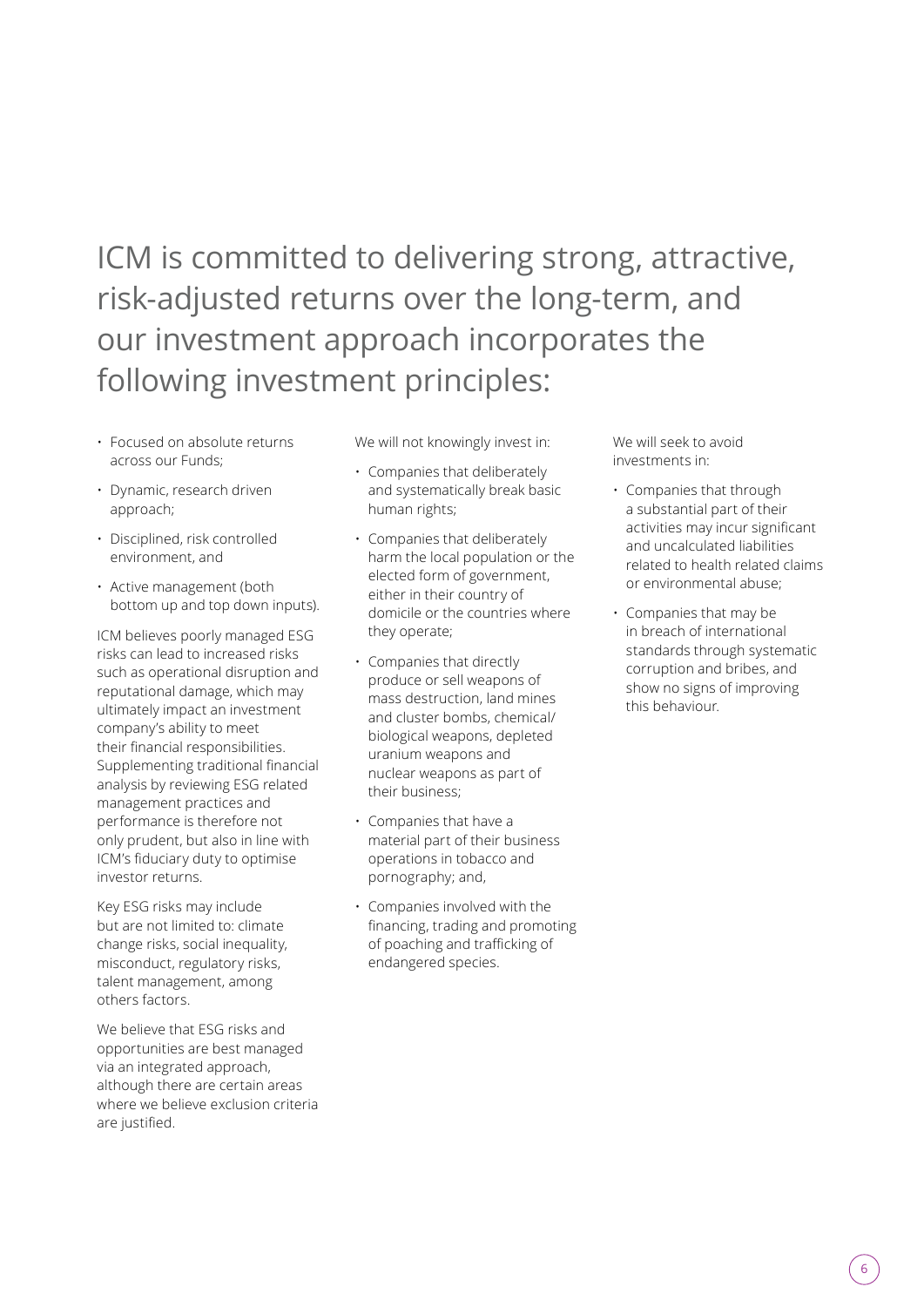# ICM is committed to delivering strong, attractive, risk-adjusted returns over the long-term, and our investment approach incorporates the following investment principles:

- Focused on absolute returns across our Funds;
- Dynamic, research driven approach;
- Disciplined, risk controlled environment, and
- Active management (both bottom up and top down inputs).

ICM believes poorly managed ESG risks can lead to increased risks such as operational disruption and reputational damage, which may ultimately impact an investment company's ability to meet their financial responsibilities. Supplementing traditional financial analysis by reviewing ESG related management practices and performance is therefore not only prudent, but also in line with ICM's fiduciary duty to optimise investor returns.

Key ESG risks may include but are not limited to: climate change risks, social inequality, misconduct, regulatory risks, talent management, among others factors.

We believe that ESG risks and opportunities are best managed via an integrated approach, although there are certain areas where we believe exclusion criteria are justified.

We will not knowingly invest in:

- Companies that deliberately and systematically break basic human rights;
- Companies that deliberately harm the local population or the elected form of government, either in their country of domicile or the countries where they operate;
- Companies that directly produce or sell weapons of mass destruction, land mines and cluster bombs, chemical/ biological weapons, depleted uranium weapons and nuclear weapons as part of their business;
- Companies that have a material part of their business operations in tobacco and pornography; and,
- Companies involved with the financing, trading and promoting of poaching and trafficking of endangered species.

We will seek to avoid investments in:

- Companies that through a substantial part of their activities may incur significant and uncalculated liabilities related to health related claims or environmental abuse;
- Companies that may be in breach of international standards through systematic corruption and bribes, and show no signs of improving this behaviour.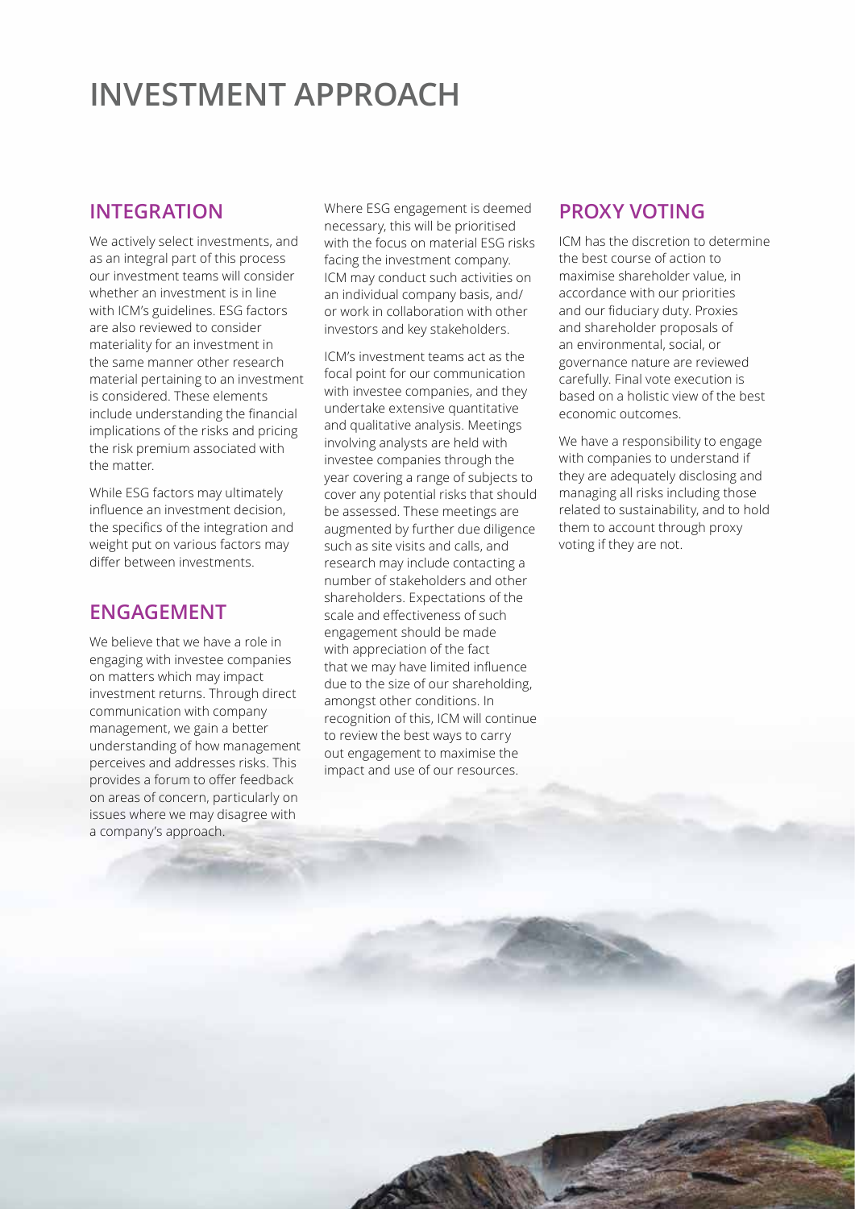# INVESTMENT APPROACH

## INTEGRATION

We actively select investments, and as an integral part of this process our investment teams will consider whether an investment is in line with ICM's guidelines. ESG factors are also reviewed to consider materiality for an investment in the same manner other research material pertaining to an investment is considered. These elements include understanding the financial implications of the risks and pricing the risk premium associated with the matter.

While ESG factors may ultimately influence an investment decision, the specifics of the integration and weight put on various factors may differ between investments.

## ENGAGEMENT

We believe that we have a role in engaging with investee companies on matters which may impact investment returns. Through direct communication with company management, we gain a better understanding of how management perceives and addresses risks. This provides a forum to offer feedback on areas of concern, particularly on issues where we may disagree with a company's approach.

Where ESG engagement is deemed necessary, this will be prioritised with the focus on material ESG risks facing the investment company. ICM may conduct such activities on an individual company basis, and/or work in collaboration with other investors and key stakeholders.

ICM's investment teams act as the focal point for our communication with investee companies, and they undertake extensive quantitative and qualitative analysis. Meetings involving analysts are held with investee companies through the year covering a range of subjects to cover any potential risks that should be assessed. These meetings are augmented by further due diligence such as site visits and calls, and research may include contacting a number of stakeholders and other shareholders. Expectations of the scale and effectiveness of such engagement should be made with appreciation of the fact that we may have limited influence due to the size of our shareholding, amongst other conditions. In recognition of this, ICM will continue to review the best ways to carry out engagement to maximise the impact and use of our resources.

## PROXY VOTING

ICM has the discretion to determine the best course of action to maximise shareholder value, in accordance with our priorities and our fiduciary duty. Proxies and shareholder proposals of an environmental, social, or governance nature are reviewed carefully. Final vote execution is based on a holistic view of the best economic outcomes.

We have a responsibility to engage with companies to understand if they are adequately disclosing and managing all risks including those related to sustainability, and to hold them to account through proxy voting if they are not.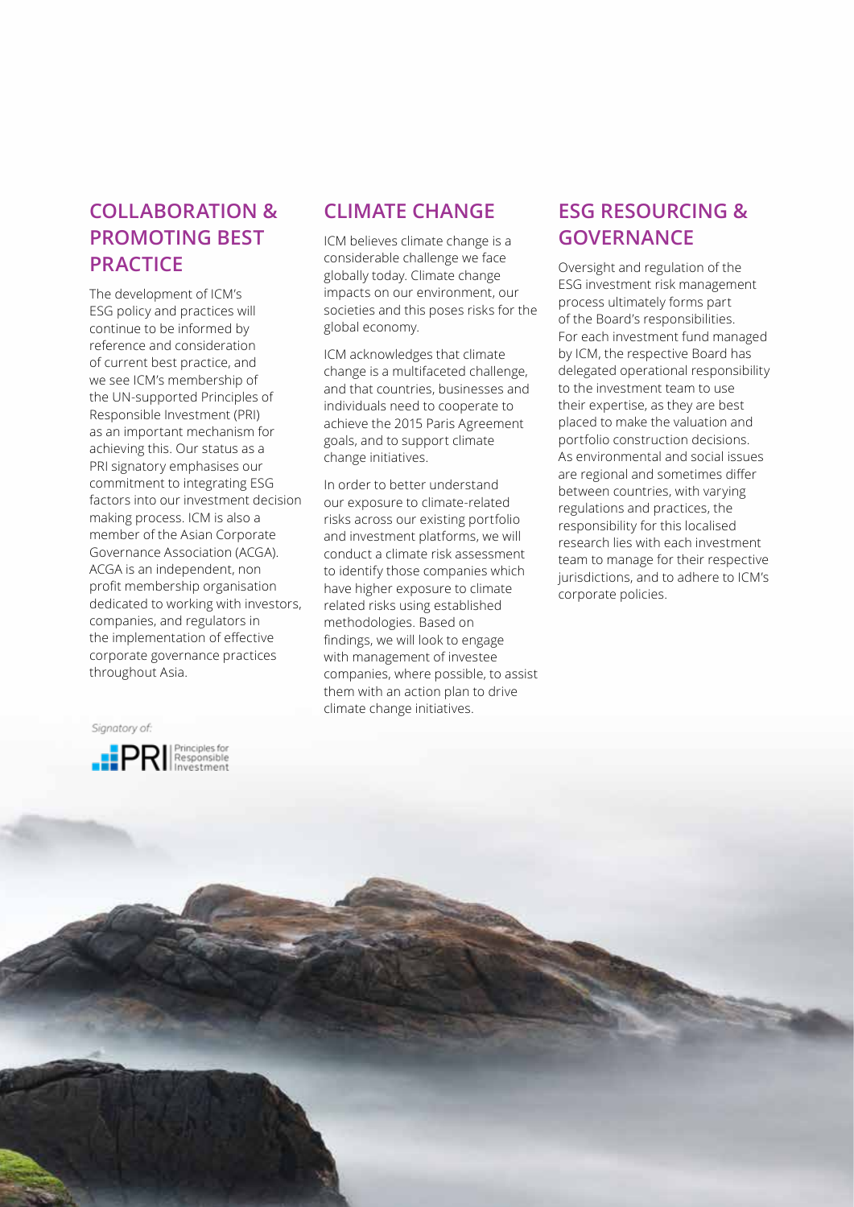## COLLABORATION & PROMOTING BEST PRACTICE

The development of ICM's ESG policy and practices will continue to be informed by reference and consideration of current best practice, and we see ICM's membership of the UN-supported Principles of Responsible Investment (PRI) as an important mechanism for achieving this. Our status as a PRI signatory emphasises our commitment to integrating ESG factors into our investment decision making process. ICM is also a member of the Asian Corporate Governance Association (ACGA). ACGA is an independent, non profit membership organisation dedicated to working with investors, companies, and regulators in the implementation of effective corporate governance practices throughout Asia.

*Signatory of:*

PRI Principles for Responsible Investment

## CLIMATE CHANGE

ICM believes climate change is a considerable challenge we face globally today. Climate change impacts on our environment, our societies and this poses risks for the global economy.

ICM acknowledges that climate change is a multifaceted challenge, and that countries, businesses and individuals need to cooperate to achieve the 2015 Paris Agreement goals, and to support climate change initiatives.

In order to better understand our exposure to climate-related risks across our existing portfolio and investment platforms, we will conduct a climate risk assessment to identify those companies which have higher exposure to climate related risks using established methodologies. Based on findings, we will look to engage with management of investee companies, where possible, to assist them with an action plan to drive climate change initiatives.

## ESG RESOURCING & GOVERNANCE

Oversight and regulation of the ESG investment risk management process ultimately forms part of the Board's responsibilities. For each investment fund managed by ICM, the respective Board has delegated operational responsibility to the investment team to use their expertise, as they are best placed to make the valuation and portfolio construction decisions. As environmental and social issues are regional and sometimes differ between countries, with varying regulations and practices, the responsibility for this localised research lies with each investment team to manage for their respective jurisdictions, and to adhere to ICM's corporate policies.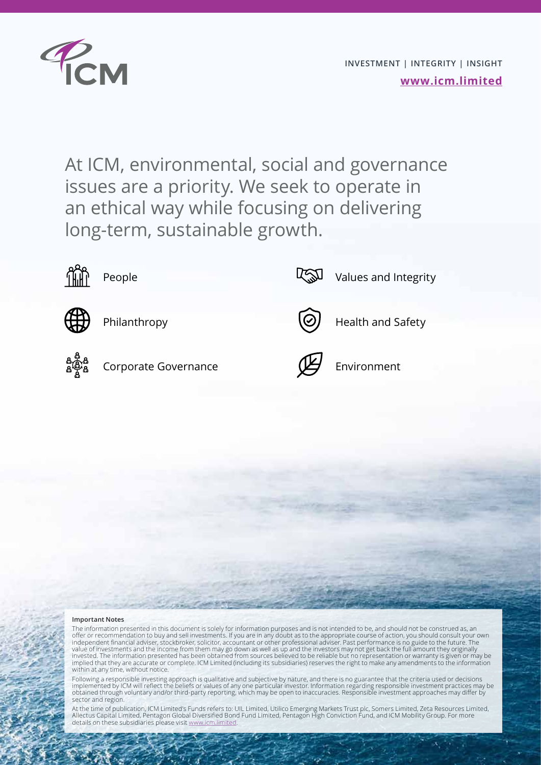INVESTMENT | INTEGRITY | INSIGHT

**www.icm.limited**

At ICM, environmental, social and governance issues are a priority. We seek to operate in an ethical way while focusing on delivering long-term, sustainable growth.

- People
- Values and Integrity
- Philanthropy
- Health and Safety
- Corporate Governance
- Environment

**Important Notes**

The information presented in this document is solely for information purposes and is not intended to be, and should not be construed as, an offer or recommendation to buy and sell investments. If you are in any doubt as to the appropriate course of action, you should consult your own independent financial adviser, stockbroker, solicitor, accountant or other professional adviser. Past performance is no guide to the future. The value of investments and the income from them may go down as well as up and the investors may not get back the full amount they originally invested. The information presented has been obtained from sources believed to be reliable but no representation or warranty is given or may be implied that they are accurate or complete. ICM Limited (including its subsidiaries) reserves the right to make any amendments to the information within at any time, without notice.

Following a responsible investing approach is qualitative and subjective by nature, and there is no guarantee that the criteria used or decisions implemented by ICM will reflect the beliefs or values of any one particular investor. Information regarding responsible investment practices may be obtained through voluntary and/or third-party reporting, which may be open to inaccuracies. Responsible investment approaches may differ by sector and region.

At the time of publication, ICM Limited's Funds refers to: UIL Limited, Utilico Emerging Markets Trust plc, Somers Limited, Zeta Resources Limited, Allectus Capital Limited, Pentagon Global Diversified Bond Fund Limited, Pentagon High Conviction Fund, and ICM Mobility Group. For more details on these subsidiaries please visit www.icm.limited.